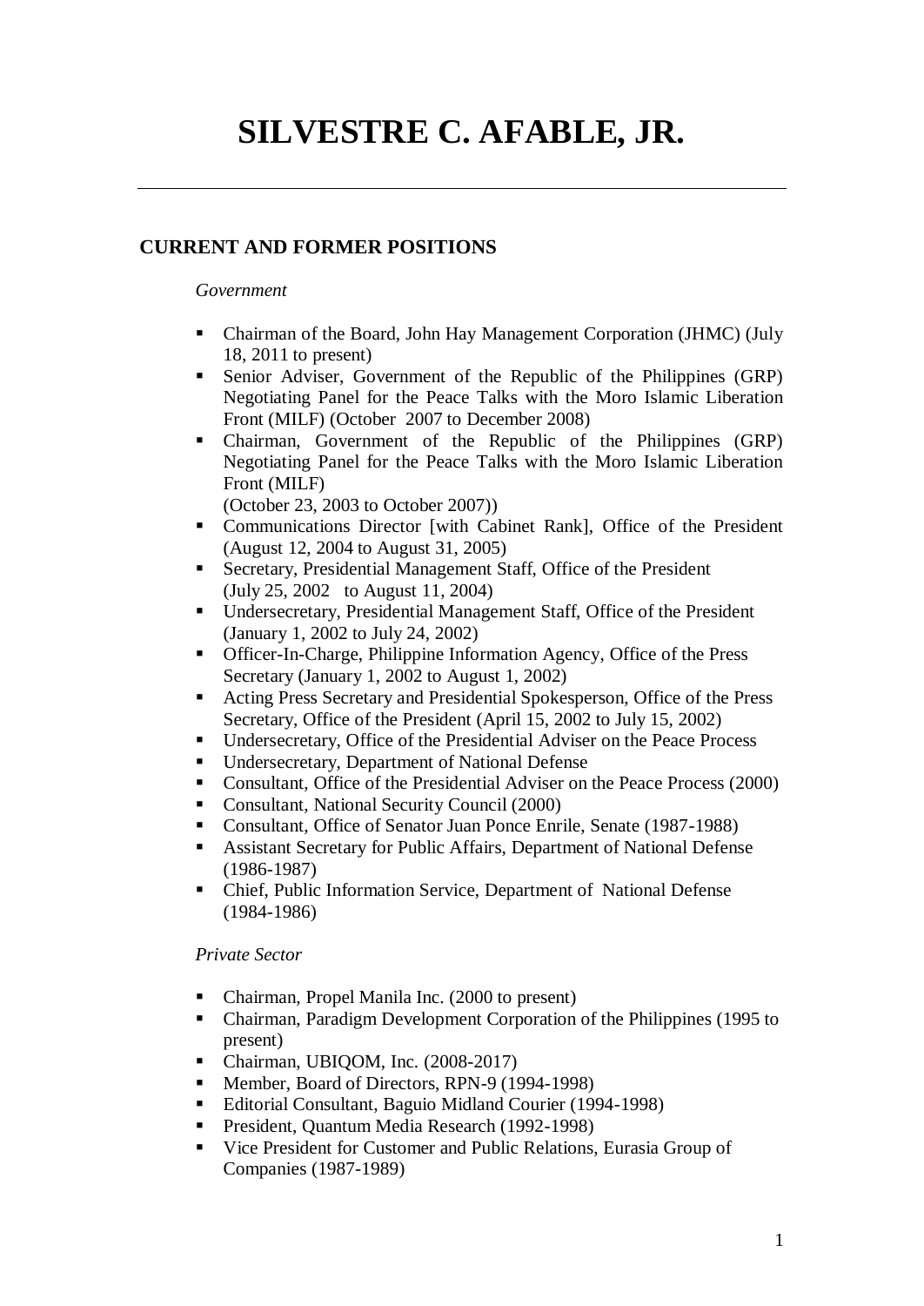# SILVESTRE C. AFABLE, JR.

---

## CURRENT AND FORMER POSITIONS

*Government*

- Chairman of the Board, John Hay Management Corporation (JHMC) (July 18, 2011 to present)
- Senior Adviser, Government of the Republic of the Philippines (GRP) Negotiating Panel for the Peace Talks with the Moro Islamic Liberation Front (MILF) (October 2007 to December 2008)
- Chairman, Government of the Republic of the Philippines (GRP) Negotiating Panel for the Peace Talks with the Moro Islamic Liberation Front (MILF) (October 23, 2003 to October 2007))
- Communications Director [with Cabinet Rank], Office of the President (August 12, 2004 to August 31, 2005)
- Secretary, Presidential Management Staff, Office of the President (July 25, 2002 to August 11, 2004)
- Undersecretary, Presidential Management Staff, Office of the President (January 1, 2002 to July 24, 2002)
- Officer-In-Charge, Philippine Information Agency, Office of the Press Secretary (January 1, 2002 to August 1, 2002)
- Acting Press Secretary and Presidential Spokesperson, Office of the Press Secretary, Office of the President (April 15, 2002 to July 15, 2002)
- Undersecretary, Office of the Presidential Adviser on the Peace Process
- Undersecretary, Department of National Defense
- Consultant, Office of the Presidential Adviser on the Peace Process (2000)
- Consultant, National Security Council (2000)
- Consultant, Office of Senator Juan Ponce Enrile, Senate (1987-1988)
- Assistant Secretary for Public Affairs, Department of National Defense (1986-1987)
- Chief, Public Information Service, Department of National Defense (1984-1986)

*Private Sector*

- Chairman, Propel Manila Inc. (2000 to present)
- Chairman, Paradigm Development Corporation of the Philippines (1995 to present)
- Chairman, UBIQOM, Inc. (2008-2017)
- Member, Board of Directors, RPN-9 (1994-1998)
- Editorial Consultant, Baguio Midland Courier (1994-1998)
- President, Quantum Media Research (1992-1998)
- Vice President for Customer and Public Relations, Eurasia Group of Companies (1987-1989)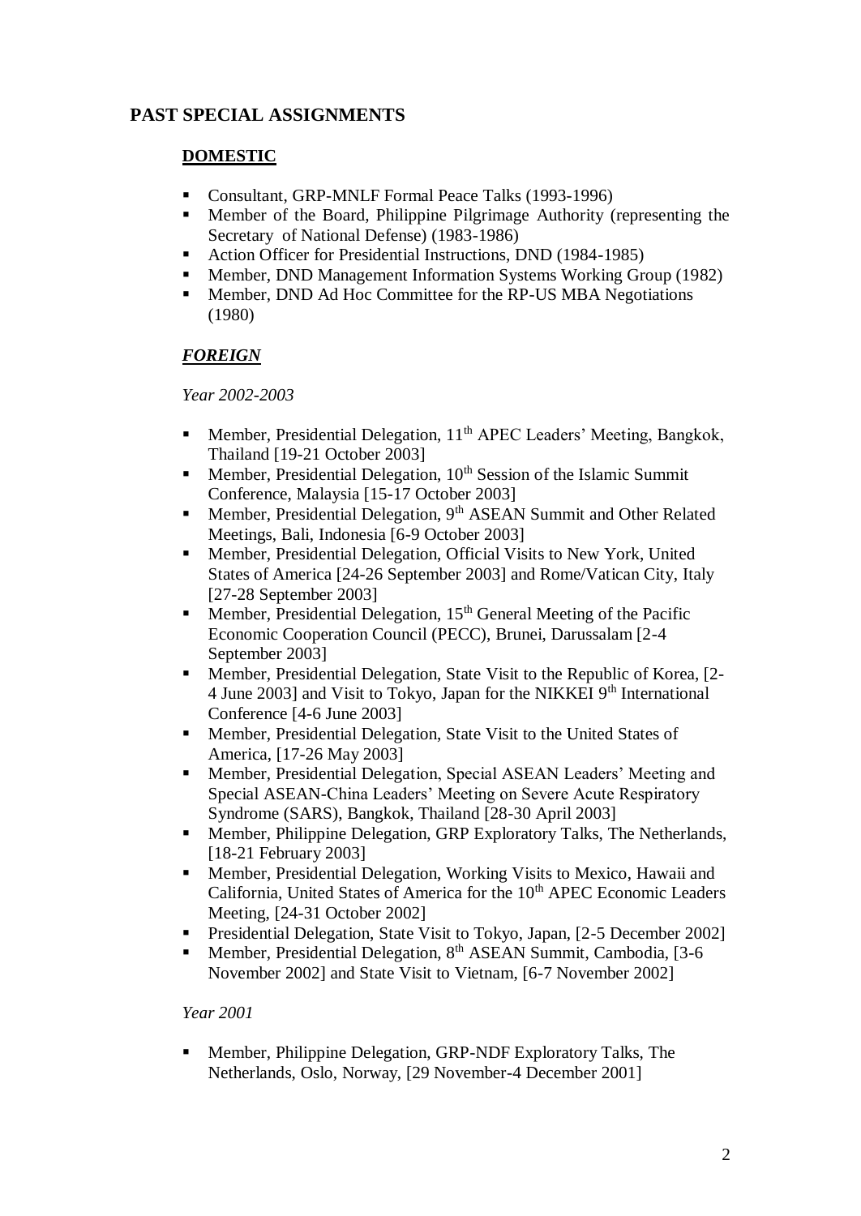## PAST SPECIAL ASSIGNMENTS

### DOMESTIC

- Consultant, GRP-MNLF Formal Peace Talks (1993-1996)
- Member of the Board, Philippine Pilgrimage Authority (representing the Secretary of National Defense) (1983-1986)
- Action Officer for Presidential Instructions, DND (1984-1985)
- Member, DND Management Information Systems Working Group (1982)
- Member, DND Ad Hoc Committee for the RP-US MBA Negotiations (1980)

### *FOREIGN*

*Year 2002-2003*

- Member, Presidential Delegation, 11th APEC Leaders' Meeting, Bangkok, Thailand [19-21 October 2003]
- Member, Presidential Delegation, 10th Session of the Islamic Summit Conference, Malaysia [15-17 October 2003]
- Member, Presidential Delegation, 9th ASEAN Summit and Other Related Meetings, Bali, Indonesia [6-9 October 2003]
- Member, Presidential Delegation, Official Visits to New York, United States of America [24-26 September 2003] and Rome/Vatican City, Italy [27-28 September 2003]
- Member, Presidential Delegation, 15th General Meeting of the Pacific Economic Cooperation Council (PECC), Brunei, Darussalam [2-4 September 2003]
- Member, Presidential Delegation, State Visit to the Republic of Korea, [2-4 June 2003] and Visit to Tokyo, Japan for the NIKKEI 9th International Conference [4-6 June 2003]
- Member, Presidential Delegation, State Visit to the United States of America, [17-26 May 2003]
- Member, Presidential Delegation, Special ASEAN Leaders' Meeting and Special ASEAN-China Leaders' Meeting on Severe Acute Respiratory Syndrome (SARS), Bangkok, Thailand [28-30 April 2003]
- Member, Philippine Delegation, GRP Exploratory Talks, The Netherlands, [18-21 February 2003]
- Member, Presidential Delegation, Working Visits to Mexico, Hawaii and California, United States of America for the 10th APEC Economic Leaders Meeting, [24-31 October 2002]
- Presidential Delegation, State Visit to Tokyo, Japan, [2-5 December 2002]
- Member, Presidential Delegation, 8th ASEAN Summit, Cambodia, [3-6 November 2002] and State Visit to Vietnam, [6-7 November 2002]

*Year 2001*

- Member, Philippine Delegation, GRP-NDF Exploratory Talks, The Netherlands, Oslo, Norway, [29 November-4 December 2001]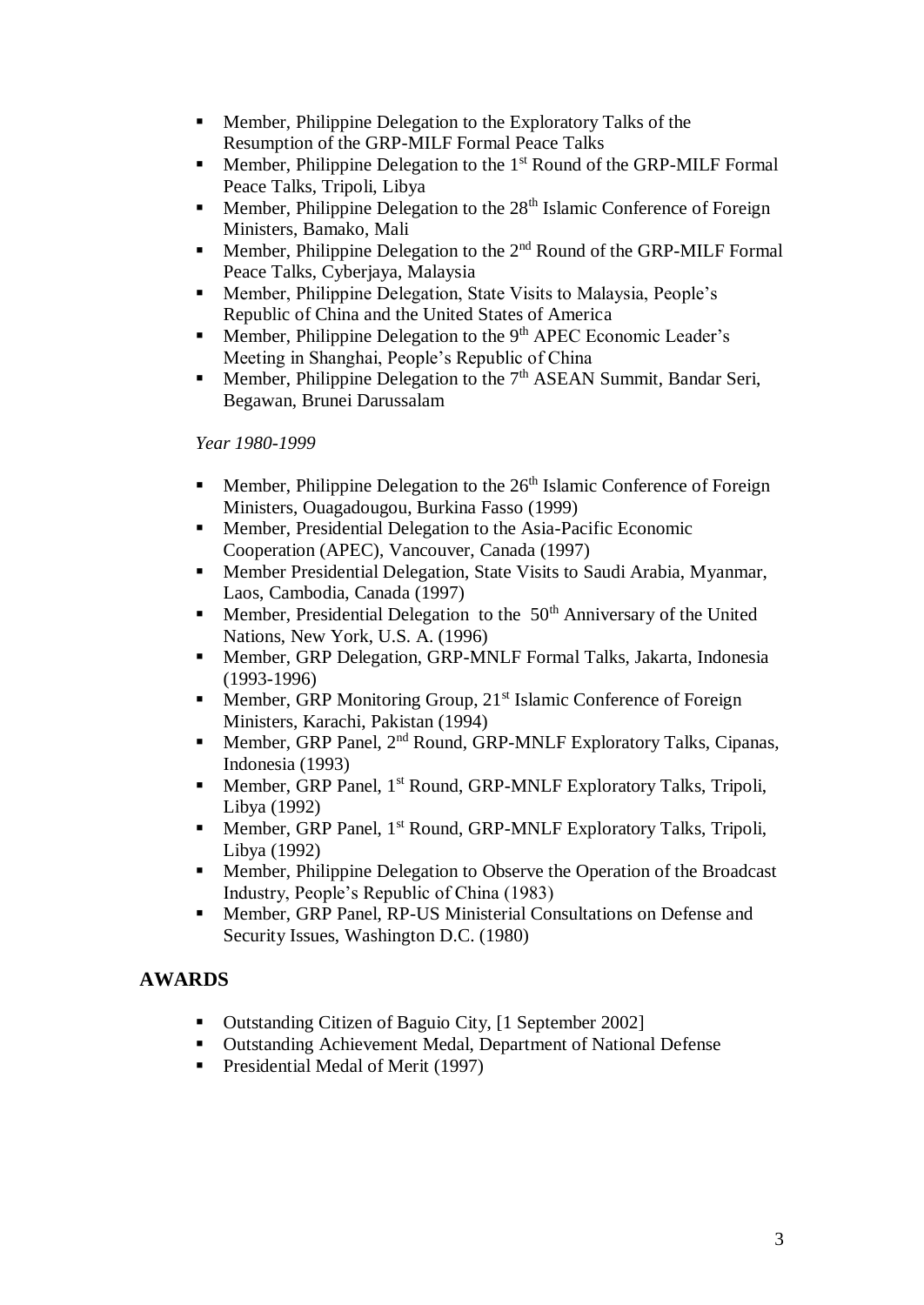- Member, Philippine Delegation to the Exploratory Talks of the Resumption of the GRP-MILF Formal Peace Talks
- Member, Philippine Delegation to the 1st Round of the GRP-MILF Formal Peace Talks, Tripoli, Libya
- Member, Philippine Delegation to the 28th Islamic Conference of Foreign Ministers, Bamako, Mali
- Member, Philippine Delegation to the 2nd Round of the GRP-MILF Formal Peace Talks, Cyberjaya, Malaysia
- Member, Philippine Delegation, State Visits to Malaysia, People's Republic of China and the United States of America
- Member, Philippine Delegation to the 9th APEC Economic Leader's Meeting in Shanghai, People's Republic of China
- Member, Philippine Delegation to the 7th ASEAN Summit, Bandar Seri, Begawan, Brunei Darussalam

*Year 1980-1999*

- Member, Philippine Delegation to the 26th Islamic Conference of Foreign Ministers, Ouagadougou, Burkina Fasso (1999)
- Member, Presidential Delegation to the Asia-Pacific Economic Cooperation (APEC), Vancouver, Canada (1997)
- Member Presidential Delegation, State Visits to Saudi Arabia, Myanmar, Laos, Cambodia, Canada (1997)
- Member, Presidential Delegation to the 50th Anniversary of the United Nations, New York, U.S. A. (1996)
- Member, GRP Delegation, GRP-MNLF Formal Talks, Jakarta, Indonesia (1993-1996)
- Member, GRP Monitoring Group, 21st Islamic Conference of Foreign Ministers, Karachi, Pakistan (1994)
- Member, GRP Panel, 2nd Round, GRP-MNLF Exploratory Talks, Cipanas, Indonesia (1993)
- Member, GRP Panel, 1st Round, GRP-MNLF Exploratory Talks, Tripoli, Libya (1992)
- Member, GRP Panel, 1st Round, GRP-MNLF Exploratory Talks, Tripoli, Libya (1992)
- Member, Philippine Delegation to Observe the Operation of the Broadcast Industry, People's Republic of China (1983)
- Member, GRP Panel, RP-US Ministerial Consultations on Defense and Security Issues, Washington D.C. (1980)

## AWARDS

- Outstanding Citizen of Baguio City, [1 September 2002]
- Outstanding Achievement Medal, Department of National Defense
- Presidential Medal of Merit (1997)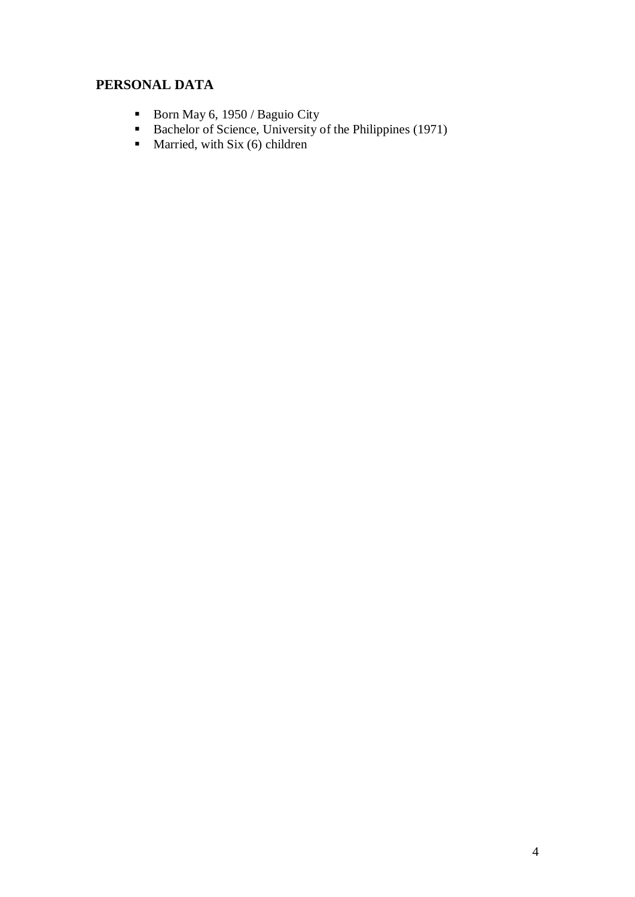## PERSONAL DATA

- Born May 6, 1950 / Baguio City
- Bachelor of Science, University of the Philippines (1971)
- Married, with Six (6) children